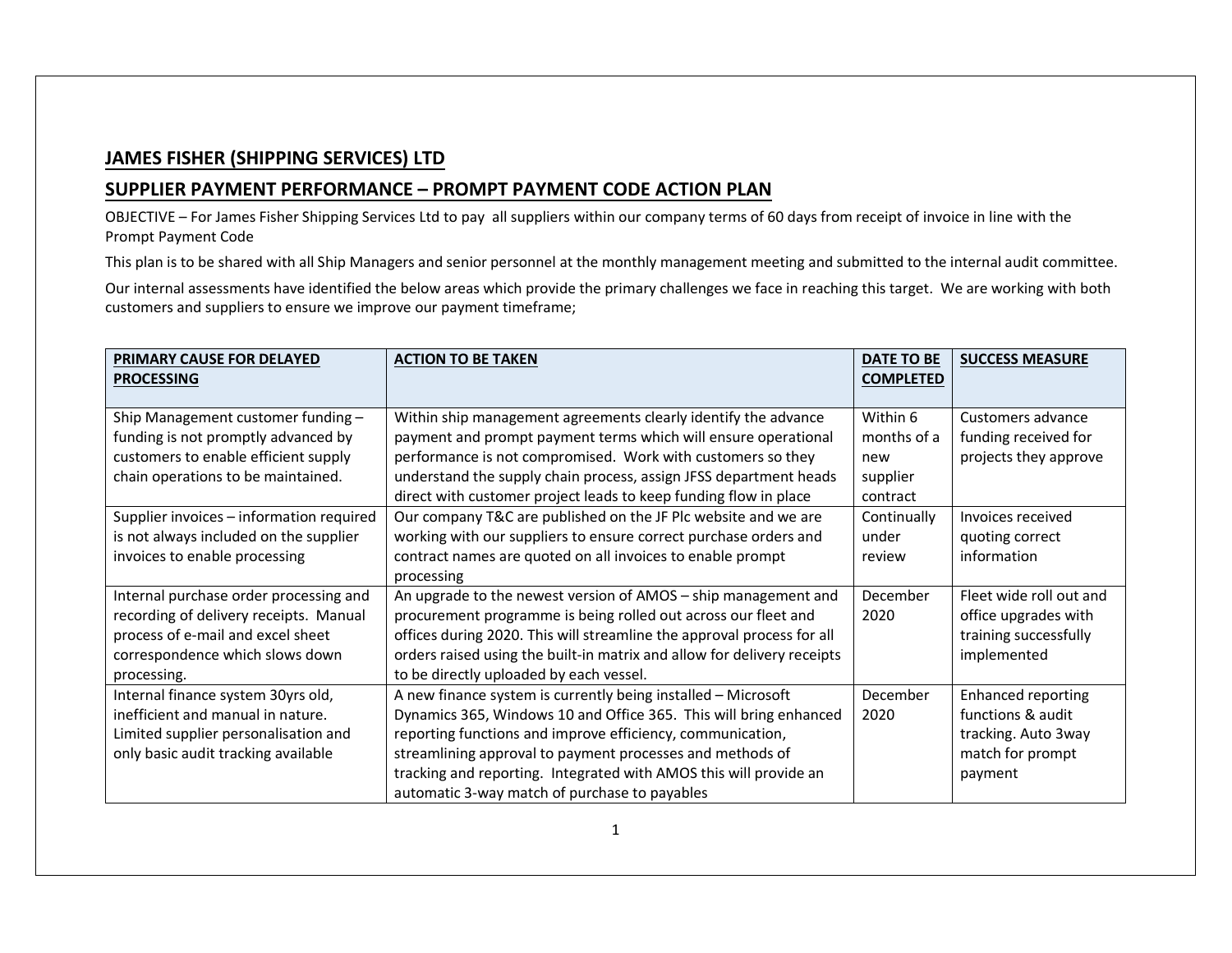## JAMES FISHER (SHIPPING SERVICES) LTD

## SUPPLIER PAYMENT PERFORMANCE – PROMPT PAYMENT CODE ACTION PLAN

OBJECTIVE – For James Fisher Shipping Services Ltd to pay all suppliers within our company terms of 60 days from receipt of invoice in line with the Prompt Payment Code

This plan is to be shared with all Ship Managers and senior personnel at the monthly management meeting and submitted to the internal audit committee.

Our internal assessments have identified the below areas which provide the primary challenges we face in reaching this target. We are working with both customers and suppliers to ensure we improve our payment timeframe;

| PRIMARY CAUSE FOR DELAYED PROCESSING | ACTION TO BE TAKEN | DATE TO BE COMPLETED | SUCCESS MEASURE |
|---|---|---|---|
| Ship Management customer funding – funding is not promptly advanced by customers to enable efficient supply chain operations to be maintained. | Within ship management agreements clearly identify the advance payment and prompt payment terms which will ensure operational performance is not compromised. Work with customers so they understand the supply chain process, assign JFSS department heads direct with customer project leads to keep funding flow in place | Within 6 months of a new supplier contract | Customers advance funding received for projects they approve |
| Supplier invoices – information required is not always included on the supplier invoices to enable processing | Our company T&C are published on the JF Plc website and we are working with our suppliers to ensure correct purchase orders and contract names are quoted on all invoices to enable prompt processing | Continually under review | Invoices received quoting correct information |
| Internal purchase order processing and recording of delivery receipts. Manual process of e-mail and excel sheet correspondence which slows down processing. | An upgrade to the newest version of AMOS – ship management and procurement programme is being rolled out across our fleet and offices during 2020. This will streamline the approval process for all orders raised using the built-in matrix and allow for delivery receipts to be directly uploaded by each vessel. | December 2020 | Fleet wide roll out and office upgrades with training successfully implemented |
| Internal finance system 30yrs old, inefficient and manual in nature. Limited supplier personalisation and only basic audit tracking available | A new finance system is currently being installed – Microsoft Dynamics 365, Windows 10 and Office 365. This will bring enhanced reporting functions and improve efficiency, communication, streamlining approval to payment processes and methods of tracking and reporting. Integrated with AMOS this will provide an automatic 3-way match of purchase to payables | December 2020 | Enhanced reporting functions & audit tracking. Auto 3way match for prompt payment |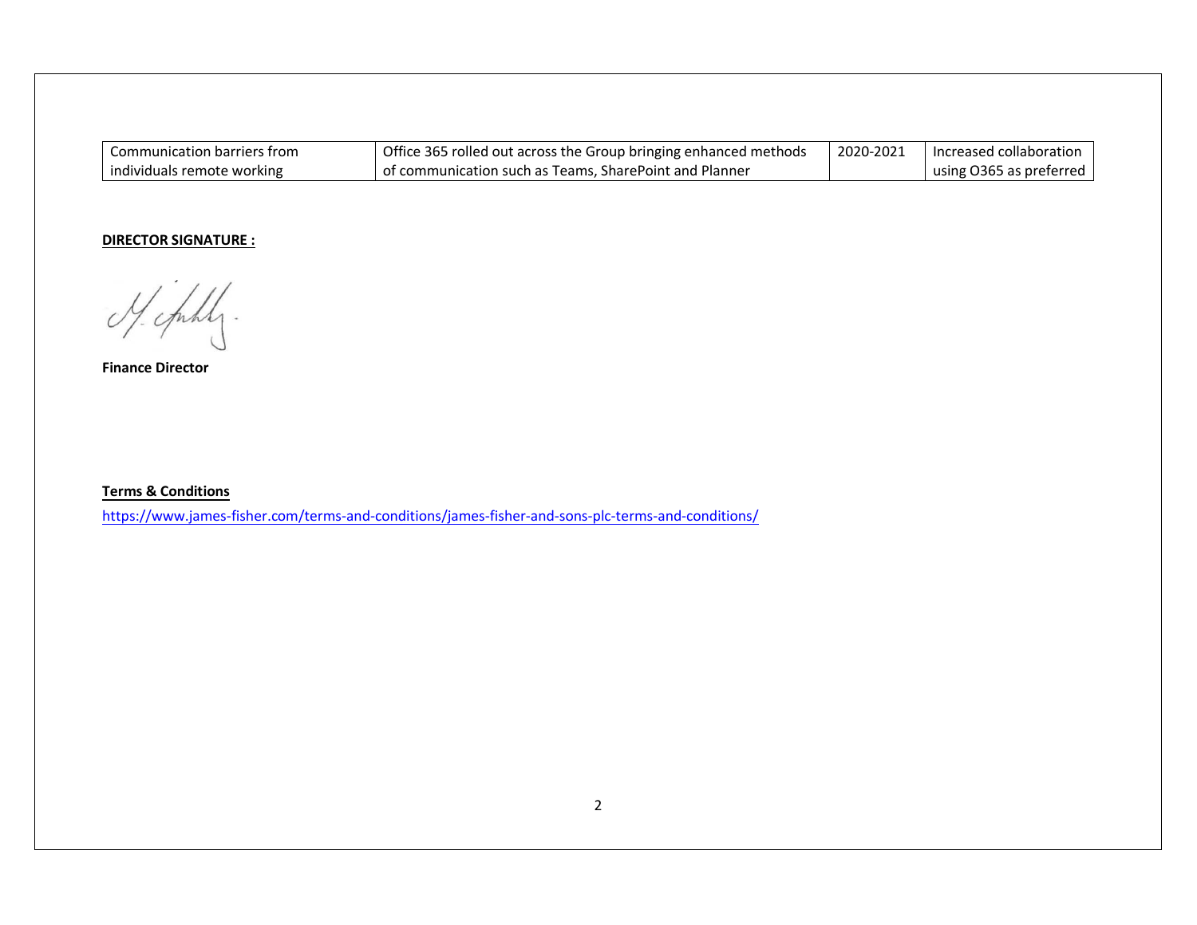| | | | |
|---|---|---|---|
| Communication barriers from individuals remote working | Office 365 rolled out across the Group bringing enhanced methods of communication such as Teams, SharePoint and Planner | 2020-2021 | Increased collaboration using O365 as preferred |

**DIRECTOR SIGNATURE :**

**Finance Director**

**Terms & Conditions**

https://www.james-fisher.com/terms-and-conditions/james-fisher-and-sons-plc-terms-and-conditions/